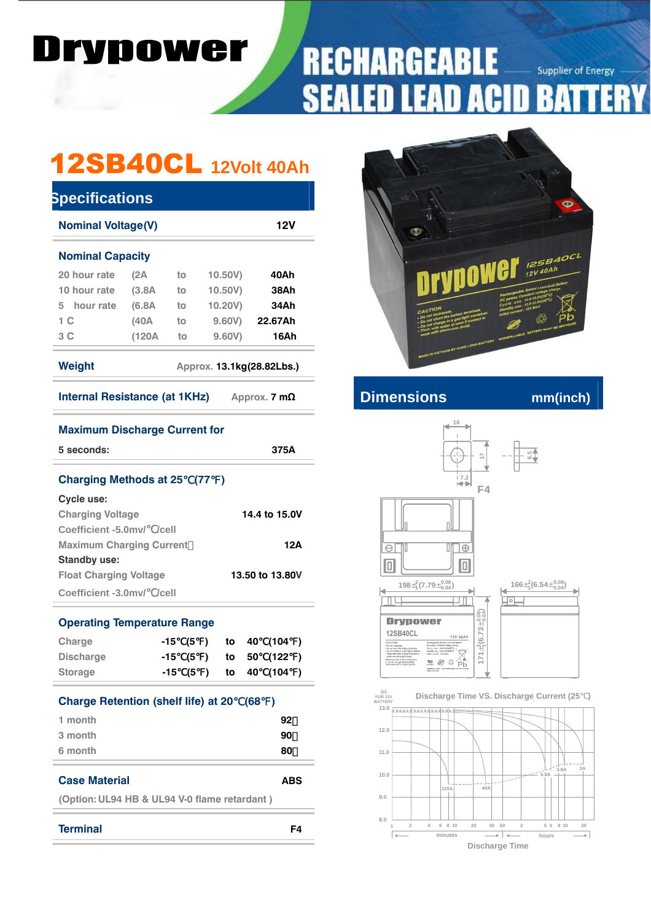# Drypower

# RECHARGEABLE SEALED LEAD ACID BATTERY

Supplier of Energy

## 12SB40CL 12Volt 40Ah

### Specifications

| Nominal Voltage(V) | 12V |
|---|---|

**Nominal Capacity**

| | | | | |
|---|---|---|---|---|
| 20 hour rate | (2A | to | 10.50V) | 40Ah |
| 10 hour rate | (3.8A | to | 10.50V) | 38Ah |
| 5 hour rate | (6.8A | to | 10.20V) | 34Ah |
| 1 C | (40A | to | 9.60V) | 22.67Ah |
| 3 C | (120A | to | 9.60V) | 16Ah |

**Weight** Approx. 13.1kg(28.82Lbs.)

**Internal Resistance (at 1KHz)** Approx. 7 mΩ

**Maximum Discharge Current for**

5 seconds: 375A

**Charging Methods at 25℃(77℉)**

Cycle use:

| | |
|---|---|
| Charging Voltage | 14.4 to 15.0V |
| Coefficient -5.0mv/℃/cell | |
| Maximum Charging Current | 12A |

Standby use:

| | |
|---|---|
| Float Charging Voltage | 13.50 to 13.80V |
| Coefficient -3.0mv/℃/cell | |

**Operating Temperature Range**

| | | | |
|---|---|---|---|
| Charge | -15℃(5℉) | to | 40℃(104℉) |
| Discharge | -15℃(5℉) | to | 50℃(122℉) |
| Storage | -15℃(5℉) | to | 40℃(104℉) |

**Charge Retention (shelf life) at 20℃(68℉)**

| | |
|---|---|
| 1 month | 92% |
| 3 month | 90% |
| 6 month | 80% |

**Case Material** ABS

(Option: UL94 HB & UL94 V-0 flame retardant )

**Terminal** F4

### Dimensions mm(inch)

F4: 16, 17, 7.2, 6.5

$198^{+2}_{-1}(7.79^{+0.08}_{-0.04})$

$166^{+2}_{-1}(6.54^{+0.08}_{-0.04})$

$171^{+2}_{-1}(6.73^{+0.08}_{-0.04})$

Discharge Time VS. Discharge Current (25℃)

(V) FOR 12V BATTERY

Curves: 120A, 40A, 6.8A, 3.8A, 2A

Discharge Time (minutes: 1, 2, 4, 6, 8, 10, 20, 40, 60; hours: 2, 5, 6, 8, 10, 20)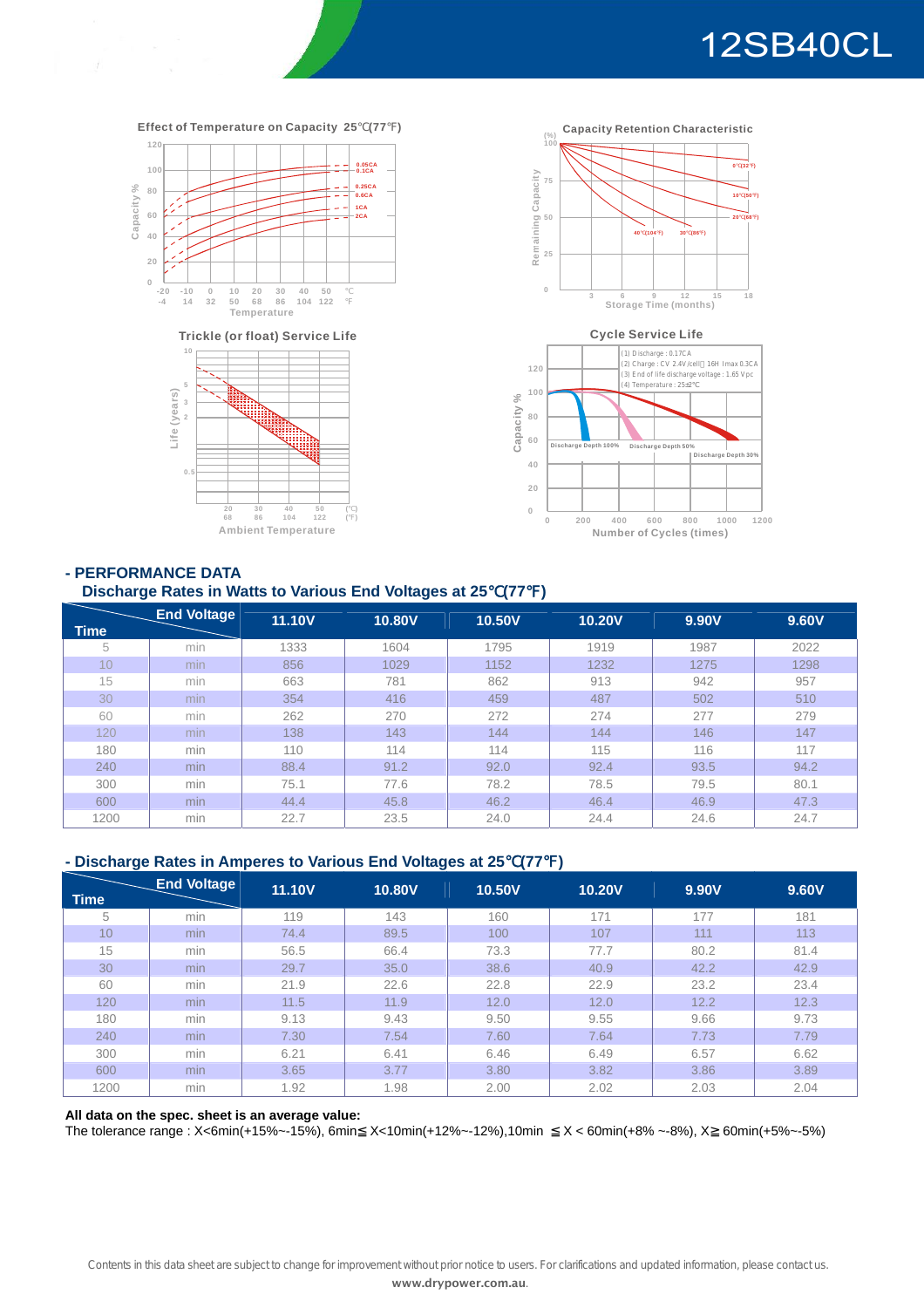# 12SB40CL

Effect of Temperature on Capacity 25℃(77℉)

120
100
80
60
40
20
0

Capacity %

0.05CA
0.1CA
0.25CA
0.6CA
1CA
2CA

-20 -10 0 10 20 30 40 50 ℃
-4 14 32 50 68 86 104 122 ℉
Temperature

Capacity Retention Characteristic

(%)
100
75
50
25
0

Remaining Capacity

0℃(32℉)
10℃(50℉)
20℃(68℉)
40℃(104℉)
30℃(86℉)

3 6 9 12 15 18
Storage Time (months)

Trickle (or float) Service Life

10
5
3
2
0.5

Life (years)

20 30 40 50 (℃)
68 86 104 122 (℉)
Ambient Temperature

Cycle Service Life

(1) Discharge : 0.17CA
(2) Charge : CV 2.4V/cell 16H Imax 0.3CA
(3) End of life discharge voltage : 1.65 Vpc
(4) Temperature : 25±2℃

120
100
80
60
40
20
0

Capacity %

Discharge Depth 100%
Discharge Depth 50%
Discharge Depth 30%

0 200 400 600 800 1000 1200
Number of Cycles (times)

## - PERFORMANCE DATA

### Discharge Rates in Watts to Various End Voltages at 25℃(77℉)

| Time | End Voltage | 11.10V | 10.80V | 10.50V | 10.20V | 9.90V | 9.60V |
|---|---|---|---|---|---|---|---|
| 5 | min | 1333 | 1604 | 1795 | 1919 | 1987 | 2022 |
| 10 | min | 856 | 1029 | 1152 | 1232 | 1275 | 1298 |
| 15 | min | 663 | 781 | 862 | 913 | 942 | 957 |
| 30 | min | 354 | 416 | 459 | 487 | 502 | 510 |
| 60 | min | 262 | 270 | 272 | 274 | 277 | 279 |
| 120 | min | 138 | 143 | 144 | 144 | 146 | 147 |
| 180 | min | 110 | 114 | 114 | 115 | 116 | 117 |
| 240 | min | 88.4 | 91.2 | 92.0 | 92.4 | 93.5 | 94.2 |
| 300 | min | 75.1 | 77.6 | 78.2 | 78.5 | 79.5 | 80.1 |
| 600 | min | 44.4 | 45.8 | 46.2 | 46.4 | 46.9 | 47.3 |
| 1200 | min | 22.7 | 23.5 | 24.0 | 24.4 | 24.6 | 24.7 |

### - Discharge Rates in Amperes to Various End Voltages at 25℃(77℉)

| Time | End Voltage | 11.10V | 10.80V | 10.50V | 10.20V | 9.90V | 9.60V |
|---|---|---|---|---|---|---|---|
| 5 | min | 119 | 143 | 160 | 171 | 177 | 181 |
| 10 | min | 74.4 | 89.5 | 100 | 107 | 111 | 113 |
| 15 | min | 56.5 | 66.4 | 73.3 | 77.7 | 80.2 | 81.4 |
| 30 | min | 29.7 | 35.0 | 38.6 | 40.9 | 42.2 | 42.9 |
| 60 | min | 21.9 | 22.6 | 22.8 | 22.9 | 23.2 | 23.4 |
| 120 | min | 11.5 | 11.9 | 12.0 | 12.0 | 12.2 | 12.3 |
| 180 | min | 9.13 | 9.43 | 9.50 | 9.55 | 9.66 | 9.73 |
| 240 | min | 7.30 | 7.54 | 7.60 | 7.64 | 7.73 | 7.79 |
| 300 | min | 6.21 | 6.41 | 6.46 | 6.49 | 6.57 | 6.62 |
| 600 | min | 3.65 | 3.77 | 3.80 | 3.82 | 3.86 | 3.89 |
| 1200 | min | 1.92 | 1.98 | 2.00 | 2.02 | 2.03 | 2.04 |

**All data on the spec. sheet is an average value:**

The tolerance range : X<6min(+15%~-15%), 6min≦X<10min(+12%~-12%),10min ≦X < 60min(+8% ~-8%), X≧60min(+5%~-5%)

Contents in this data sheet are subject to change for improvement without prior notice to users. For clarifications and updated information, please contact us.

**www.drypower.com.au**.